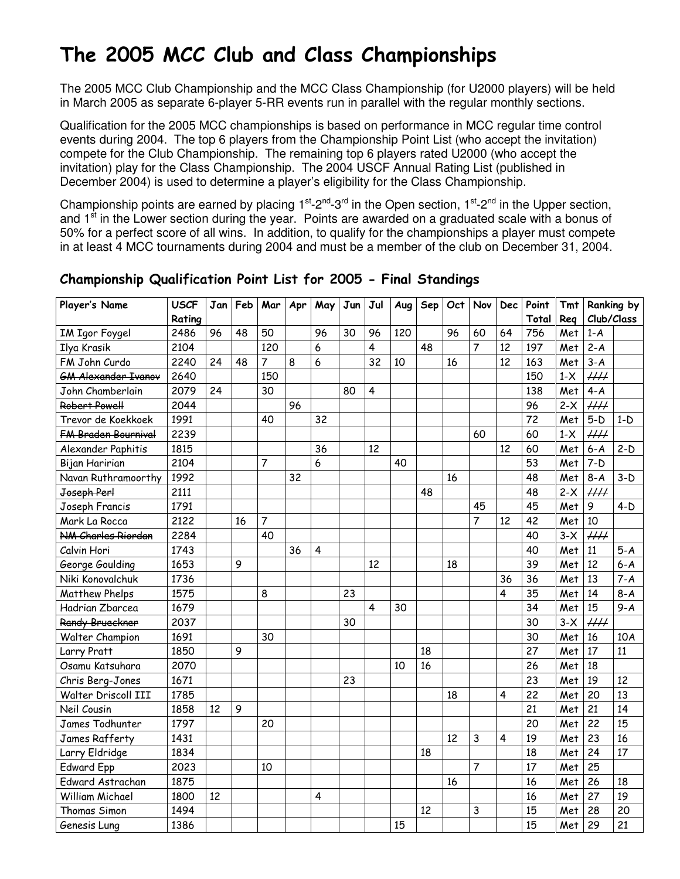# The 2005 MCC Club and Class Championships

The 2005 MCC Club Championship and the MCC Class Championship (for U2000 players) will be held in March 2005 as separate 6-player 5-RR events run in parallel with the regular monthly sections.

Qualification for the 2005 MCC championships is based on performance in MCC regular time control events during 2004. The top 6 players from the Championship Point List (who accept the invitation) compete for the Club Championship. The remaining top 6 players rated U2000 (who accept the invitation) play for the Class Championship. The 2004 USCF Annual Rating List (published in December 2004) is used to determine a player's eligibility for the Class Championship.

Championship points are earned by placing 1st-2nd-3rd in the Open section, 1st-2nd in the Upper section, and 1st in the Lower section during the year. Points are awarded on a graduated scale with a bonus of 50% for a perfect score of all wins. In addition, to qualify for the championships a player must compete in at least 4 MCC tournaments during 2004 and must be a member of the club on December 31, 2004.

## Championship Qualification Point List for 2005 - Final Standings

| Player's Name | USCF Rating | Jan | Feb | Mar | Apr | May | Jun | Jul | Aug | Sep | Oct | Nov | Dec | Point Total | Tmt Req | Ranking by Club/Class | |
|---|---|---|---|---|---|---|---|---|---|---|---|---|---|---|---|---|---|
| IM Igor Foygel | 2486 | 96 | 48 | 50 | | 96 | 30 | 96 | 120 | | 96 | 60 | 64 | 756 | Met | 1-A | |
| Ilya Krasik | 2104 | | | 120 | | 6 | | 4 | | 48 | | 7 | 12 | 197 | Met | 2-A | |
| FM John Curdo | 2240 | 24 | 48 | 7 | 8 | 6 | | 32 | 10 | | 16 | | 12 | 163 | Met | 3-A | |
| ~~GM Alexander Ivanov~~ | 2640 | | | 150 | | | | | | | | | | 150 | 1-X | //// | |
| John Chamberlain | 2079 | 24 | | 30 | | | 80 | 4 | | | | | | 138 | Met | 4-A | |
| ~~Robert Powell~~ | 2044 | | | | 96 | | | | | | | | | 96 | 2-X | //// | |
| Trevor de Koekkoek | 1991 | | | 40 | | 32 | | | | | | | | 72 | Met | 5-D | 1-D |
| ~~FM Braden Bournival~~ | 2239 | | | | | | | | | | | 60 | | 60 | 1-X | //// | |
| Alexander Paphitis | 1815 | | | | | 36 | | 12 | | | | | 12 | 60 | Met | 6-A | 2-D |
| Bijan Haririan | 2104 | | | 7 | | 6 | | | 40 | | | | | 53 | Met | 7-D | |
| Navan Ruthramoorthy | 1992 | | | | 32 | | | | | | 16 | | | 48 | Met | 8-A | 3-D |
| ~~Joseph Perl~~ | 2111 | | | | | | | | | 48 | | | | 48 | 2-X | //// | |
| Joseph Francis | 1791 | | | | | | | | | | | 45 | | 45 | Met | 9 | 4-D |
| Mark La Rocca | 2122 | | 16 | 7 | | | | | | | | 7 | 12 | 42 | Met | 10 | |
| ~~NM Charles Riordan~~ | 2284 | | | 40 | | | | | | | | | | 40 | 3-X | //// | |
| Calvin Hori | 1743 | | | | 36 | 4 | | | | | | | | 40 | Met | 11 | 5-A |
| George Goulding | 1653 | | 9 | | | | | 12 | | | 18 | | | 39 | Met | 12 | 6-A |
| Niki Konovalchuk | 1736 | | | | | | | | | | | | 36 | 36 | Met | 13 | 7-A |
| Matthew Phelps | 1575 | | | 8 | | | 23 | | | | | | 4 | 35 | Met | 14 | 8-A |
| Hadrian Zbarcea | 1679 | | | | | | | 4 | 30 | | | | | 34 | Met | 15 | 9-A |
| ~~Randy Brueckner~~ | 2037 | | | | | | 30 | | | | | | | 30 | 3-X | //// | |
| Walter Champion | 1691 | | | 30 | | | | | | | | | | 30 | Met | 16 | 10A |
| Larry Pratt | 1850 | | 9 | | | | | | | 18 | | | | 27 | Met | 17 | 11 |
| Osamu Katsuhara | 2070 | | | | | | | | 10 | 16 | | | | 26 | Met | 18 | |
| Chris Berg-Jones | 1671 | | | | | | 23 | | | | | | | 23 | Met | 19 | 12 |
| Walter Driscoll III | 1785 | | | | | | | | | | 18 | | 4 | 22 | Met | 20 | 13 |
| Neil Cousin | 1858 | 12 | 9 | | | | | | | | | | | 21 | Met | 21 | 14 |
| James Todhunter | 1797 | | | 20 | | | | | | | | | | 20 | Met | 22 | 15 |
| James Rafferty | 1431 | | | | | | | | | | 12 | 3 | 4 | 19 | Met | 23 | 16 |
| Larry Eldridge | 1834 | | | | | | | | | 18 | | | | 18 | Met | 24 | 17 |
| Edward Epp | 2023 | | | 10 | | | | | | | | 7 | | 17 | Met | 25 | |
| Edward Astrachan | 1875 | | | | | | | | | | 16 | | | 16 | Met | 26 | 18 |
| William Michael | 1800 | 12 | | | | 4 | | | | | | | | 16 | Met | 27 | 19 |
| Thomas Simon | 1494 | | | | | | | | | 12 | | 3 | | 15 | Met | 28 | 20 |
| Genesis Lung | 1386 | | | | | | | | 15 | | | | | 15 | Met | 29 | 21 |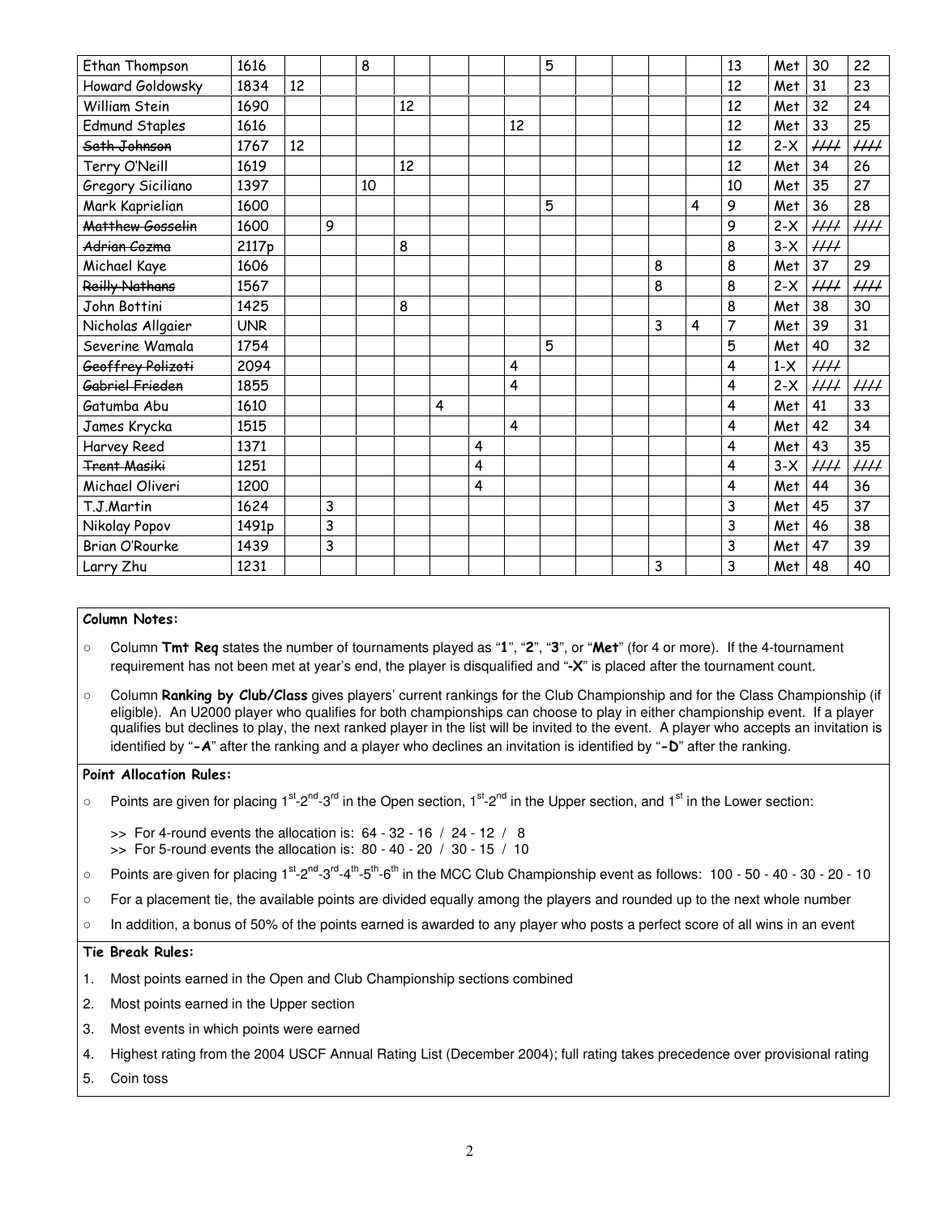| | | | | | | | | | | | | | | | | | |
|---|---|---|---|---|---|---|---|---|---|---|---|---|---|---|---|---|---|
| Ethan Thompson | 1616 | | | 8 | | | | | 5 | | | | | 13 | Met | 30 | 22 |
| Howard Goldowsky | 1834 | 12 | | | | | | | | | | | | 12 | Met | 31 | 23 |
| William Stein | 1690 | | | | 12 | | | | | | | | | 12 | Met | 32 | 24 |
| Edmund Staples | 1616 | | | | | | | 12 | | | | | | 12 | Met | 33 | 25 |
| ~~Seth Johnson~~ | 1767 | 12 | | | | | | | | | | | | 12 | 2-X | //// | //// |
| Terry O'Neill | 1619 | | | | 12 | | | | | | | | | 12 | Met | 34 | 26 |
| Gregory Siciliano | 1397 | | | 10 | | | | | | | | | | 10 | Met | 35 | 27 |
| Mark Kaprielian | 1600 | | | | | | | | 5 | | | | 4 | 9 | Met | 36 | 28 |
| ~~Matthew Gosselin~~ | 1600 | | 9 | | | | | | | | | | | 9 | 2-X | //// | //// |
| ~~Adrian Cozma~~ | 2117p | | | | 8 | | | | | | | | | 8 | 3-X | //// | |
| Michael Kaye | 1606 | | | | | | | | | | | 8 | | 8 | Met | 37 | 29 |
| ~~Reilly Nathans~~ | 1567 | | | | | | | | | | | 8 | | 8 | 2-X | //// | //// |
| John Bottini | 1425 | | | | 8 | | | | | | | | | 8 | Met | 38 | 30 |
| Nicholas Allgaier | UNR | | | | | | | | | | | 3 | 4 | 7 | Met | 39 | 31 |
| Severine Wamala | 1754 | | | | | | | | 5 | | | | | 5 | Met | 40 | 32 |
| ~~Geoffrey Polizoti~~ | 2094 | | | | | | | 4 | | | | | | 4 | 1-X | //// | |
| ~~Gabriel Frieden~~ | 1855 | | | | | | | 4 | | | | | | 4 | 2-X | //// | //// |
| Gatumba Abu | 1610 | | | | | 4 | | | | | | | | 4 | Met | 41 | 33 |
| James Krycka | 1515 | | | | | | | 4 | | | | | | 4 | Met | 42 | 34 |
| Harvey Reed | 1371 | | | | | | 4 | | | | | | | 4 | Met | 43 | 35 |
| ~~Trent Masiki~~ | 1251 | | | | | | 4 | | | | | | | 4 | 3-X | //// | //// |
| Michael Oliveri | 1200 | | | | | | 4 | | | | | | | 4 | Met | 44 | 36 |
| T.J.Martin | 1624 | | 3 | | | | | | | | | | | 3 | Met | 45 | 37 |
| Nikolay Popov | 1491p | | 3 | | | | | | | | | | | 3 | Met | 46 | 38 |
| Brian O'Rourke | 1439 | | 3 | | | | | | | | | | | 3 | Met | 47 | 39 |
| Larry Zhu | 1231 | | | | | | | | | | | 3 | | 3 | Met | 48 | 40 |

**Column Notes:**

- Column **Tmt Req** states the number of tournaments played as "**1**", "**2**", "**3**", or "**Met**" (for 4 or more). If the 4-tournament requirement has not been met at year's end, the player is disqualified and "**-X**" is placed after the tournament count.
- Column **Ranking by Club/Class** gives players' current rankings for the Club Championship and for the Class Championship (if eligible). An U2000 player who qualifies for both championships can choose to play in either championship event. If a player qualifies but declines to play, the next ranked player in the list will be invited to the event. A player who accepts an invitation is identified by "**-A**" after the ranking and a player who declines an invitation is identified by "**-D**" after the ranking.

**Point Allocation Rules:**

- Points are given for placing 1st-2nd-3rd in the Open section, 1st-2nd in the Upper section, and 1st in the Lower section:
  - >> For 4-round events the allocation is: 64 - 32 - 16 / 24 - 12 / 8
  - >> For 5-round events the allocation is: 80 - 40 - 20 / 30 - 15 / 10
- Points are given for placing 1st-2nd-3rd-4th-5th-6th in the MCC Club Championship event as follows: 100 - 50 - 40 - 30 - 20 - 10
- For a placement tie, the available points are divided equally among the players and rounded up to the next whole number
- In addition, a bonus of 50% of the points earned is awarded to any player who posts a perfect score of all wins in an event

**Tie Break Rules:**

1. Most points earned in the Open and Club Championship sections combined
2. Most points earned in the Upper section
3. Most events in which points were earned
4. Highest rating from the 2004 USCF Annual Rating List (December 2004); full rating takes precedence over provisional rating
5. Coin toss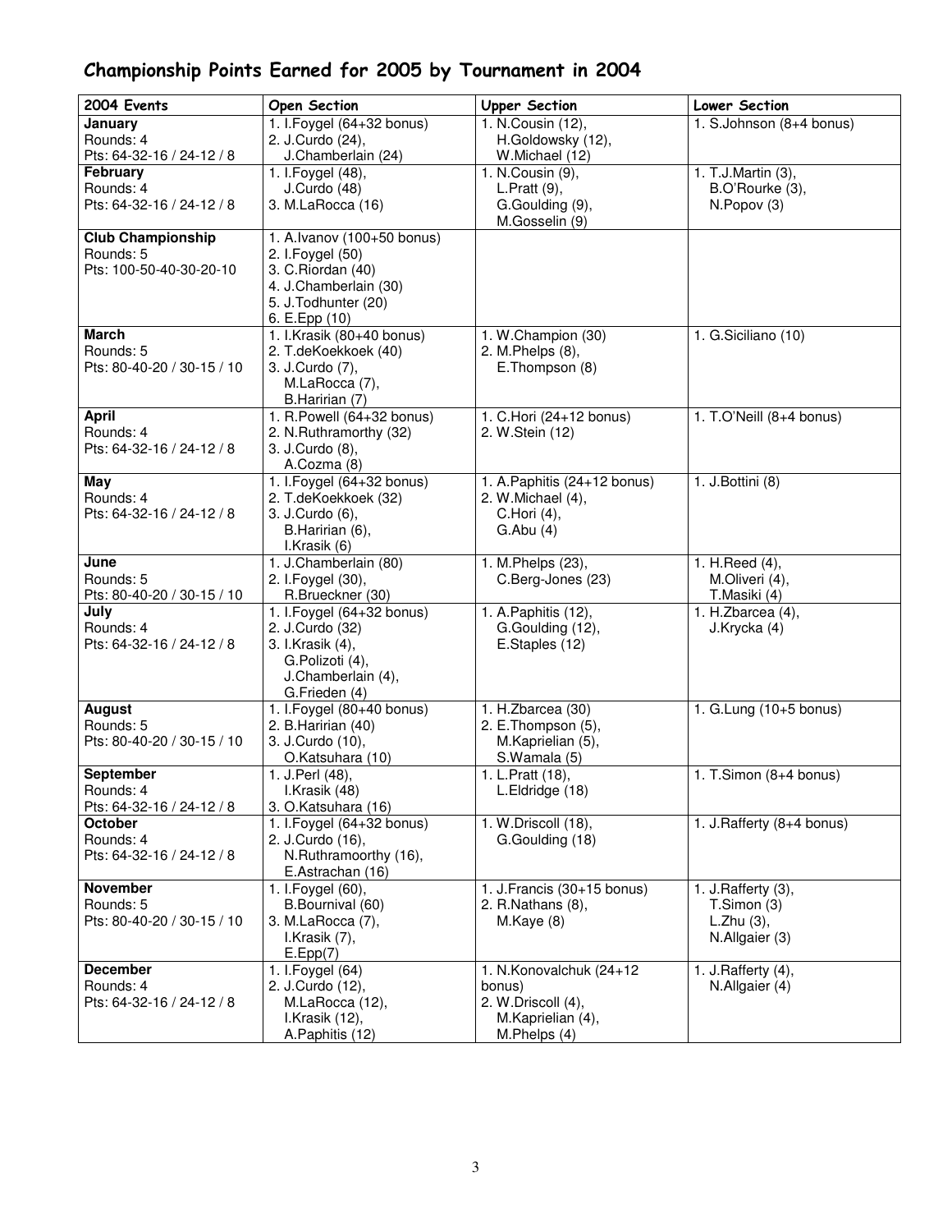# Championship Points Earned for 2005 by Tournament in 2004

| 2004 Events | Open Section | Upper Section | Lower Section |
|---|---|---|---|
| **January**<br>Rounds: 4<br>Pts: 64-32-16 / 24-12 / 8 | 1. I.Foygel (64+32 bonus)<br>2. J.Curdo (24),<br>J.Chamberlain (24) | 1. N.Cousin (12),<br>H.Goldowsky (12),<br>W.Michael (12) | 1. S.Johnson (8+4 bonus) |
| **February**<br>Rounds: 4<br>Pts: 64-32-16 / 24-12 / 8 | 1. I.Foygel (48),<br>J.Curdo (48)<br>3. M.LaRocca (16) | 1. N.Cousin (9),<br>L.Pratt (9),<br>G.Goulding (9),<br>M.Gosselin (9) | 1. T.J.Martin (3),<br>B.O'Rourke (3),<br>N.Popov (3) |
| **Club Championship**<br>Rounds: 5<br>Pts: 100-50-40-30-20-10 | 1. A.Ivanov (100+50 bonus)<br>2. I.Foygel (50)<br>3. C.Riordan (40)<br>4. J.Chamberlain (30)<br>5. J.Todhunter (20)<br>6. E.Epp (10) | | |
| **March**<br>Rounds: 5<br>Pts: 80-40-20 / 30-15 / 10 | 1. I.Krasik (80+40 bonus)<br>2. T.deKoekkoek (40)<br>3. J.Curdo (7),<br>M.LaRocca (7),<br>B.Haririan (7) | 1. W.Champion (30)<br>2. M.Phelps (8),<br>E.Thompson (8) | 1. G.Siciliano (10) |
| **April**<br>Rounds: 4<br>Pts: 64-32-16 / 24-12 / 8 | 1. R.Powell (64+32 bonus)<br>2. N.Ruthramorthy (32)<br>3. J.Curdo (8),<br>A.Cozma (8) | 1. C.Hori (24+12 bonus)<br>2. W.Stein (12) | 1. T.O'Neill (8+4 bonus) |
| **May**<br>Rounds: 4<br>Pts: 64-32-16 / 24-12 / 8 | 1. I.Foygel (64+32 bonus)<br>2. T.deKoekkoek (32)<br>3. J.Curdo (6),<br>B.Haririan (6),<br>I.Krasik (6) | 1. A.Paphitis (24+12 bonus)<br>2. W.Michael (4),<br>C.Hori (4),<br>G.Abu (4) | 1. J.Bottini (8) |
| **June**<br>Rounds: 5<br>Pts: 80-40-20 / 30-15 / 10 | 1. J.Chamberlain (80)<br>2. I.Foygel (30),<br>R.Brueckner (30) | 1. M.Phelps (23),<br>C.Berg-Jones (23) | 1. H.Reed (4),<br>M.Oliveri (4),<br>T.Masiki (4) |
| **July**<br>Rounds: 4<br>Pts: 64-32-16 / 24-12 / 8 | 1. I.Foygel (64+32 bonus)<br>2. J.Curdo (32)<br>3. I.Krasik (4),<br>G.Polizoti (4),<br>J.Chamberlain (4),<br>G.Frieden (4) | 1. A.Paphitis (12),<br>G.Goulding (12),<br>E.Staples (12) | 1. H.Zbarcea (4),<br>J.Krycka (4) |
| **August**<br>Rounds: 5<br>Pts: 80-40-20 / 30-15 / 10 | 1. I.Foygel (80+40 bonus)<br>2. B.Haririan (40)<br>3. J.Curdo (10),<br>O.Katsuhara (10) | 1. H.Zbarcea (30)<br>2. E.Thompson (5),<br>M.Kaprielian (5),<br>S.Wamala (5) | 1. G.Lung (10+5 bonus) |
| **September**<br>Rounds: 4<br>Pts: 64-32-16 / 24-12 / 8 | 1. J.Perl (48),<br>I.Krasik (48)<br>3. O.Katsuhara (16) | 1. L.Pratt (18),<br>L.Eldridge (18) | 1. T.Simon (8+4 bonus) |
| **October**<br>Rounds: 4<br>Pts: 64-32-16 / 24-12 / 8 | 1. I.Foygel (64+32 bonus)<br>2. J.Curdo (16),<br>N.Ruthramoorthy (16),<br>E.Astrachan (16) | 1. W.Driscoll (18),<br>G.Goulding (18) | 1. J.Rafferty (8+4 bonus) |
| **November**<br>Rounds: 5<br>Pts: 80-40-20 / 30-15 / 10 | 1. I.Foygel (60),<br>B.Bournival (60)<br>3. M.LaRocca (7),<br>I.Krasik (7),<br>E.Epp(7) | 1. J.Francis (30+15 bonus)<br>2. R.Nathans (8),<br>M.Kaye (8) | 1. J.Rafferty (3),<br>T.Simon (3)<br>L.Zhu (3),<br>N.Allgaier (3) |
| **December**<br>Rounds: 4<br>Pts: 64-32-16 / 24-12 / 8 | 1. I.Foygel (64)<br>2. J.Curdo (12),<br>M.LaRocca (12),<br>I.Krasik (12),<br>A.Paphitis (12) | 1. N.Konovalchuk (24+12 bonus)<br>2. W.Driscoll (4),<br>M.Kaprielian (4),<br>M.Phelps (4) | 1. J.Rafferty (4),<br>N.Allgaier (4) |